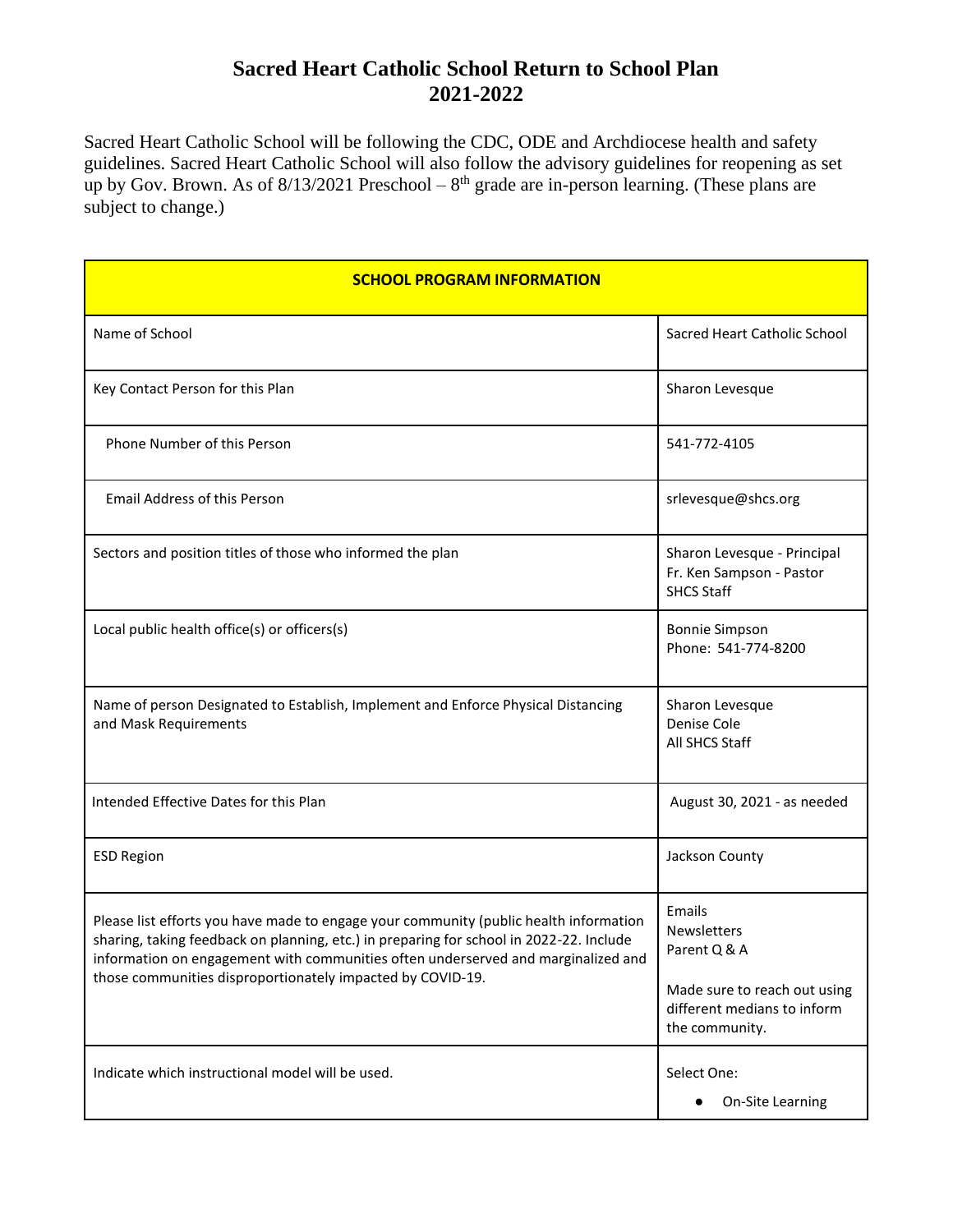# Sacred Heart Catholic School Return to School Plan 2021-2022

Sacred Heart Catholic School will be following the CDC, ODE and Archdiocese health and safety guidelines. Sacred Heart Catholic School will also follow the advisory guidelines for reopening as set up by Gov. Brown. As of 8/13/2021 Preschool – 8th grade are in-person learning. (These plans are subject to change.)

| **SCHOOL PROGRAM INFORMATION** | |
|---|---|
| Name of School | Sacred Heart Catholic School |
| Key Contact Person for this Plan | Sharon Levesque |
| Phone Number of this Person | 541-772-4105 |
| Email Address of this Person | srlevesque@shcs.org |
| Sectors and position titles of those who informed the plan | Sharon Levesque - Principal<br>Fr. Ken Sampson - Pastor<br>SHCS Staff |
| Local public health office(s) or officers(s) | Bonnie Simpson<br>Phone: 541-774-8200 |
| Name of person Designated to Establish, Implement and Enforce Physical Distancing and Mask Requirements | Sharon Levesque<br>Denise Cole<br>All SHCS Staff |
| Intended Effective Dates for this Plan | August 30, 2021 - as needed |
| ESD Region | Jackson County |
| Please list efforts you have made to engage your community (public health information sharing, taking feedback on planning, etc.) in preparing for school in 2022-22. Include information on engagement with communities often underserved and marginalized and those communities disproportionately impacted by COVID-19. | Emails<br>Newsletters<br>Parent Q & A<br><br>Made sure to reach out using different medians to inform the community. |
| Indicate which instructional model will be used. | Select One:<br>● On-Site Learning |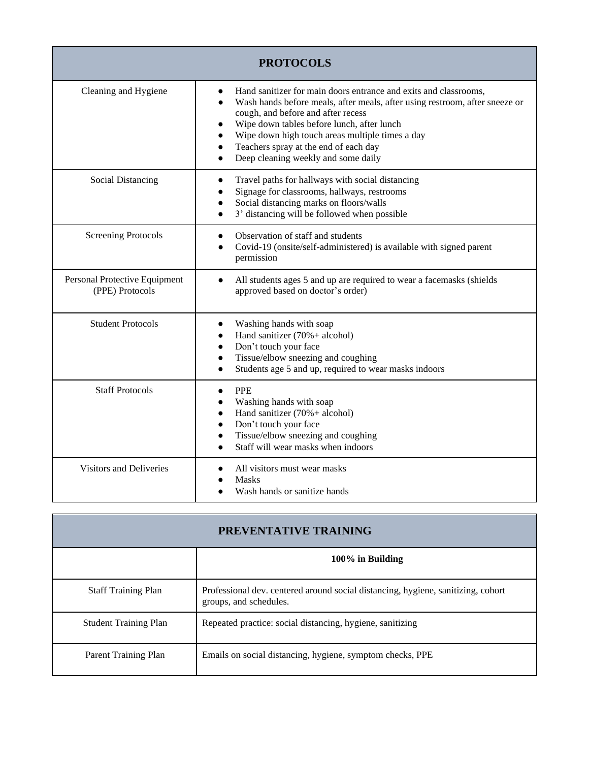| PROTOCOLS | |
|---|---|
| Cleaning and Hygiene | • Hand sanitizer for main doors entrance and exits and classrooms,<br>• Wash hands before meals, after meals, after using restroom, after sneeze or cough, and before and after recess<br>• Wipe down tables before lunch, after lunch<br>• Wipe down high touch areas multiple times a day<br>• Teachers spray at the end of each day<br>• Deep cleaning weekly and some daily |
| Social Distancing | • Travel paths for hallways with social distancing<br>• Signage for classrooms, hallways, restrooms<br>• Social distancing marks on floors/walls<br>• 3' distancing will be followed when possible |
| Screening Protocols | • Observation of staff and students<br>• Covid-19 (onsite/self-administered) is available with signed parent permission |
| Personal Protective Equipment (PPE) Protocols | • All students ages 5 and up are required to wear a facemasks (shields approved based on doctor's order) |
| Student Protocols | • Washing hands with soap<br>• Hand sanitizer (70%+ alcohol)<br>• Don't touch your face<br>• Tissue/elbow sneezing and coughing<br>• Students age 5 and up, required to wear masks indoors |
| Staff Protocols | • PPE<br>• Washing hands with soap<br>• Hand sanitizer (70%+ alcohol)<br>• Don't touch your face<br>• Tissue/elbow sneezing and coughing<br>• Staff will wear masks when indoors |
| Visitors and Deliveries | • All visitors must wear masks<br>• Masks<br>• Wash hands or sanitize hands |

| PREVENTATIVE TRAINING | |
|---|---|
| | **100% in Building** |
| Staff Training Plan | Professional dev. centered around social distancing, hygiene, sanitizing, cohort groups, and schedules. |
| Student Training Plan | Repeated practice: social distancing, hygiene, sanitizing |
| Parent Training Plan | Emails on social distancing, hygiene, symptom checks, PPE |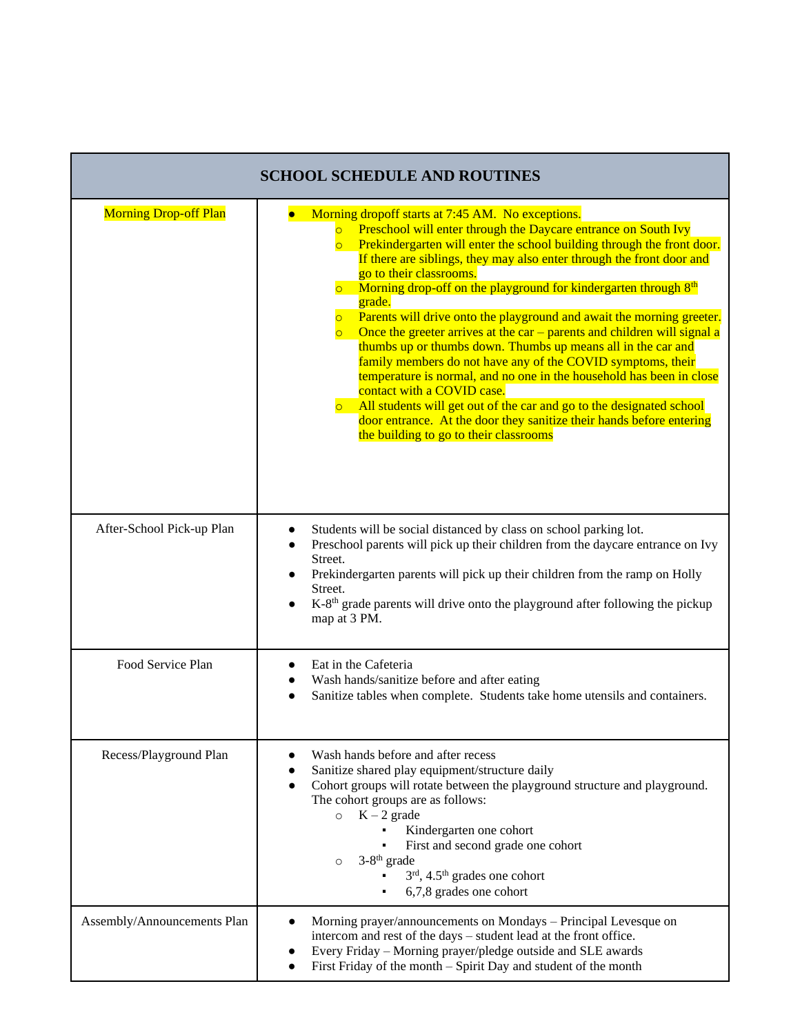| SCHOOL SCHEDULE AND ROUTINES | |
|---|---|
| Morning Drop-off Plan | • Morning dropoff starts at 7:45 AM. No exceptions.<br>  ○ Preschool will enter through the Daycare entrance on South Ivy<br>  ○ Prekindergarten will enter the school building through the front door. If there are siblings, they may also enter through the front door and go to their classrooms.<br>  ○ Morning drop-off on the playground for kindergarten through 8th grade.<br>  ○ Parents will drive onto the playground and await the morning greeter.<br>  ○ Once the greeter arrives at the car – parents and children will signal a thumbs up or thumbs down. Thumbs up means all in the car and family members do not have any of the COVID symptoms, their temperature is normal, and no one in the household has been in close contact with a COVID case.<br>  ○ All students will get out of the car and go to the designated school door entrance. At the door they sanitize their hands before entering the building to go to their classrooms |
| After-School Pick-up Plan | • Students will be social distanced by class on school parking lot.<br>• Preschool parents will pick up their children from the daycare entrance on Ivy Street.<br>• Prekindergarten parents will pick up their children from the ramp on Holly Street.<br>• K-8th grade parents will drive onto the playground after following the pickup map at 3 PM. |
| Food Service Plan | • Eat in the Cafeteria<br>• Wash hands/sanitize before and after eating<br>• Sanitize tables when complete. Students take home utensils and containers. |
| Recess/Playground Plan | • Wash hands before and after recess<br>• Sanitize shared play equipment/structure daily<br>• Cohort groups will rotate between the playground structure and playground. The cohort groups are as follows:<br>  ○ K – 2 grade<br>    ▪ Kindergarten one cohort<br>    ▪ First and second grade one cohort<br>  ○ 3-8th grade<br>    ▪ 3rd, 4.5th grades one cohort<br>    ▪ 6,7,8 grades one cohort |
| Assembly/Announcements Plan | • Morning prayer/announcements on Mondays – Principal Levesque on intercom and rest of the days – student lead at the front office.<br>• Every Friday – Morning prayer/pledge outside and SLE awards<br>• First Friday of the month – Spirit Day and student of the month |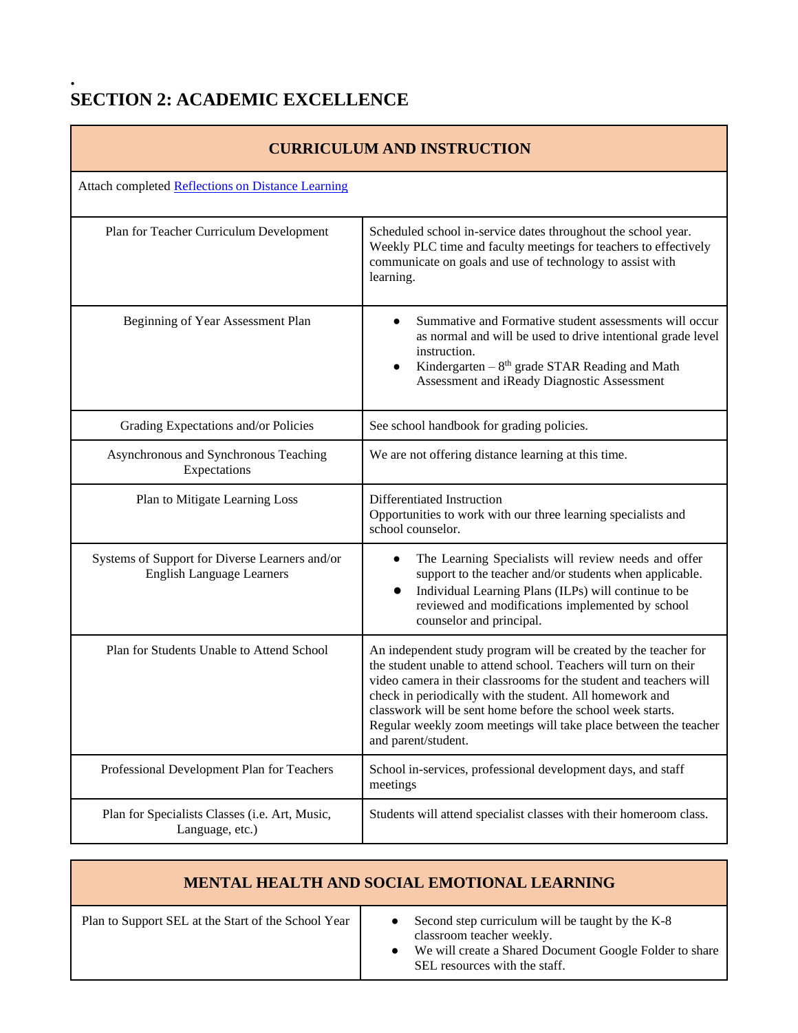•
## SECTION 2: ACADEMIC EXCELLENCE

| CURRICULUM AND INSTRUCTION | |
|---|---|
| Attach completed [Reflections on Distance Learning]() | |
| Plan for Teacher Curriculum Development | Scheduled school in-service dates throughout the school year. Weekly PLC time and faculty meetings for teachers to effectively communicate on goals and use of technology to assist with learning. |
| Beginning of Year Assessment Plan | • Summative and Formative student assessments will occur as normal and will be used to drive intentional grade level instruction.<br>• Kindergarten – 8th grade STAR Reading and Math Assessment and iReady Diagnostic Assessment |
| Grading Expectations and/or Policies | See school handbook for grading policies. |
| Asynchronous and Synchronous Teaching Expectations | We are not offering distance learning at this time. |
| Plan to Mitigate Learning Loss | Differentiated Instruction<br>Opportunities to work with our three learning specialists and school counselor. |
| Systems of Support for Diverse Learners and/or English Language Learners | • The Learning Specialists will review needs and offer support to the teacher and/or students when applicable.<br>• Individual Learning Plans (ILPs) will continue to be reviewed and modifications implemented by school counselor and principal. |
| Plan for Students Unable to Attend School | An independent study program will be created by the teacher for the student unable to attend school. Teachers will turn on their video camera in their classrooms for the student and teachers will check in periodically with the student. All homework and classwork will be sent home before the school week starts. Regular weekly zoom meetings will take place between the teacher and parent/student. |
| Professional Development Plan for Teachers | School in-services, professional development days, and staff meetings |
| Plan for Specialists Classes (i.e. Art, Music, Language, etc.) | Students will attend specialist classes with their homeroom class. |

| MENTAL HEALTH AND SOCIAL EMOTIONAL LEARNING | |
|---|---|
| Plan to Support SEL at the Start of the School Year | • Second step curriculum will be taught by the K-8 classroom teacher weekly.<br>• We will create a Shared Document Google Folder to share SEL resources with the staff. |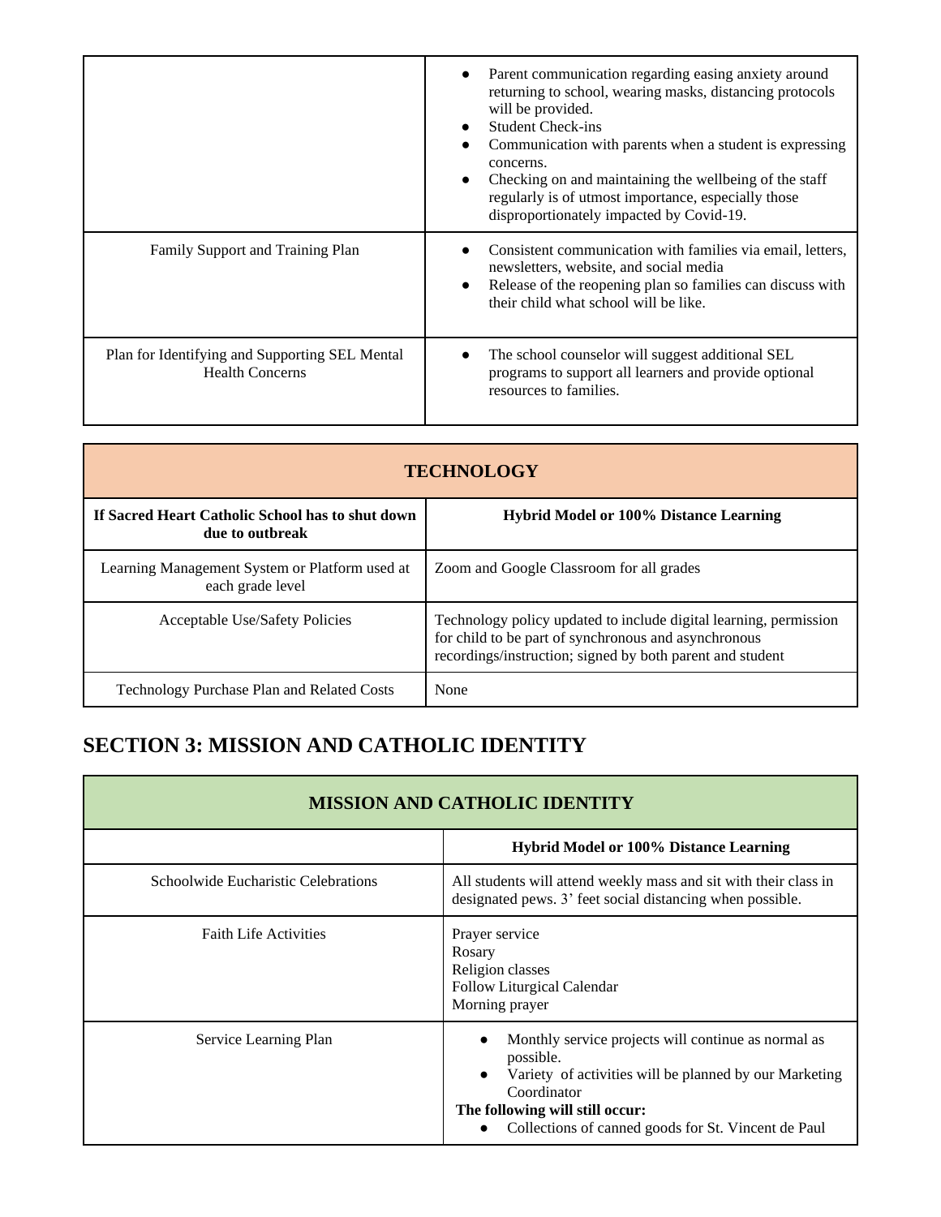| | |
|---|---|
| | • Parent communication regarding easing anxiety around returning to school, wearing masks, distancing protocols will be provided.<br>• Student Check-ins<br>• Communication with parents when a student is expressing concerns.<br>• Checking on and maintaining the wellbeing of the staff regularly is of utmost importance, especially those disproportionately impacted by Covid-19. |
| Family Support and Training Plan | • Consistent communication with families via email, letters, newsletters, website, and social media<br>• Release of the reopening plan so families can discuss with their child what school will be like. |
| Plan for Identifying and Supporting SEL Mental Health Concerns | • The school counselor will suggest additional SEL programs to support all learners and provide optional resources to families. |

| TECHNOLOGY | |
|---|---|
| **If Sacred Heart Catholic School has to shut down due to outbreak** | **Hybrid Model or 100% Distance Learning** |
| Learning Management System or Platform used at each grade level | Zoom and Google Classroom for all grades |
| Acceptable Use/Safety Policies | Technology policy updated to include digital learning, permission for child to be part of synchronous and asynchronous recordings/instruction; signed by both parent and student |
| Technology Purchase Plan and Related Costs | None |

## SECTION 3: MISSION AND CATHOLIC IDENTITY

| MISSION AND CATHOLIC IDENTITY | |
|---|---|
| | **Hybrid Model or 100% Distance Learning** |
| Schoolwide Eucharistic Celebrations | All students will attend weekly mass and sit with their class in designated pews. 3' feet social distancing when possible. |
| Faith Life Activities | Prayer service<br>Rosary<br>Religion classes<br>Follow Liturgical Calendar<br>Morning prayer |
| Service Learning Plan | • Monthly service projects will continue as normal as possible.<br>• Variety of activities will be planned by our Marketing Coordinator<br>**The following will still occur:**<br>• Collections of canned goods for St. Vincent de Paul |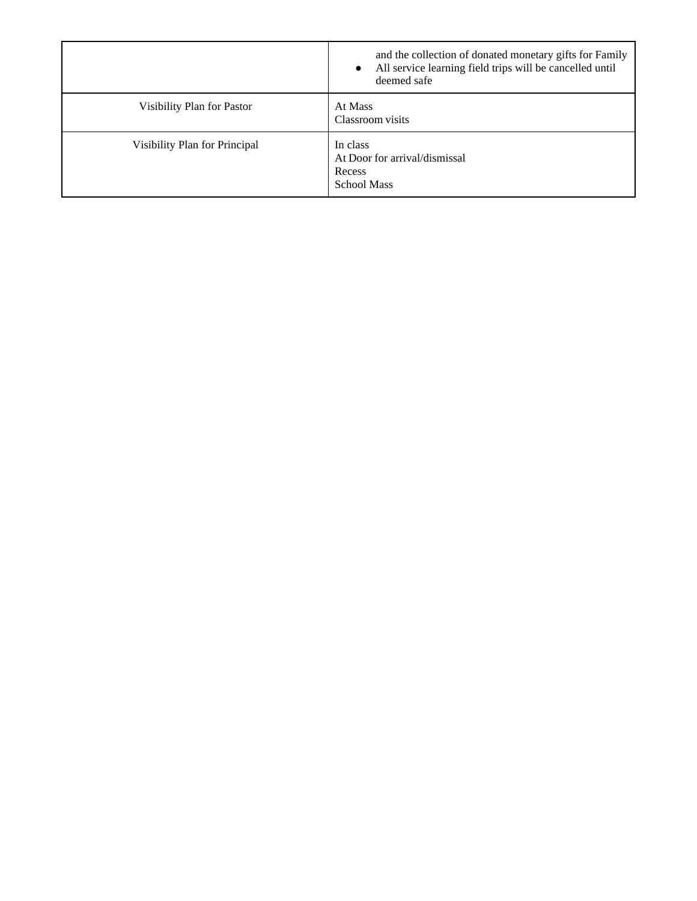| | |
|---|---|
| | and the collection of donated monetary gifts for Family<br>• All service learning field trips will be cancelled until deemed safe |
| Visibility Plan for Pastor | At Mass<br>Classroom visits |
| Visibility Plan for Principal | In class<br>At Door for arrival/dismissal<br>Recess<br>School Mass |